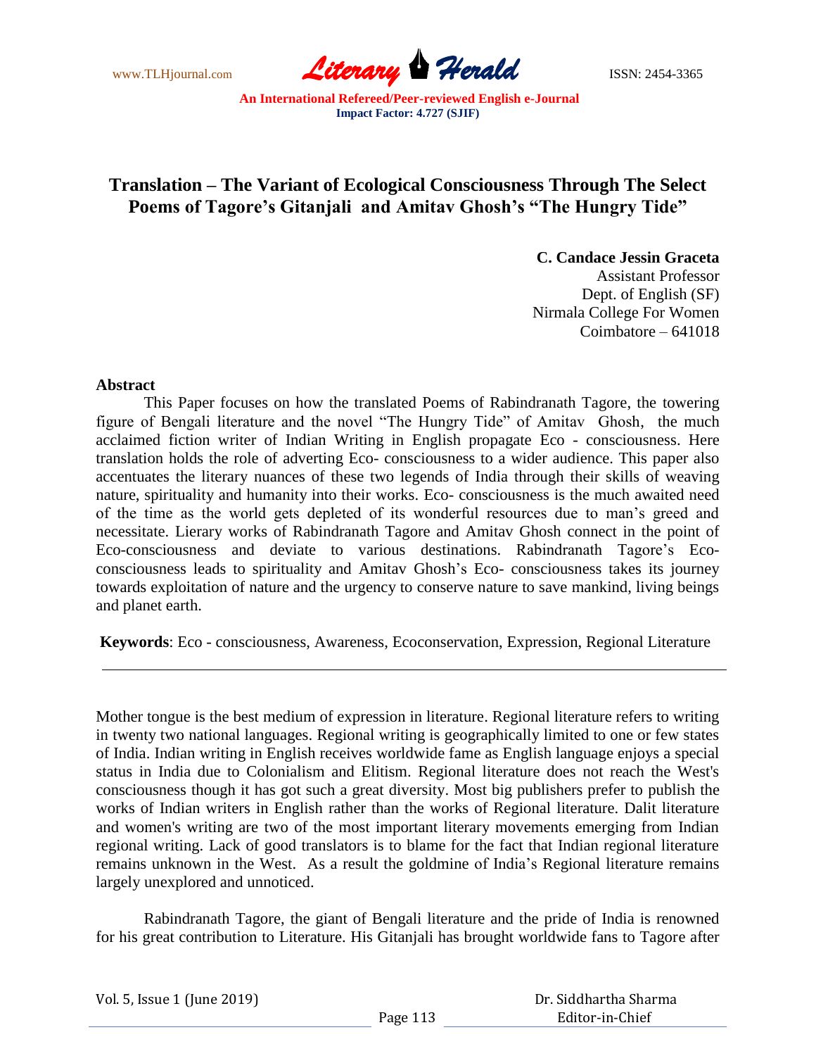# Translation – The Variant of Ecological Consciousness Through The Select Poems of Tagore's Gitanjali and Amitav Ghosh's "The Hungry Tide"

**C. Candace Jessin Graceta**
Assistant Professor
Dept. of English (SF)
Nirmala College For Women
Coimbatore – 641018

## Abstract

This Paper focuses on how the translated Poems of Rabindranath Tagore, the towering figure of Bengali literature and the novel "The Hungry Tide" of Amitav Ghosh, the much acclaimed fiction writer of Indian Writing in English propagate Eco - consciousness. Here translation holds the role of adverting Eco- consciousness to a wider audience. This paper also accentuates the literary nuances of these two legends of India through their skills of weaving nature, spirituality and humanity into their works. Eco- consciousness is the much awaited need of the time as the world gets depleted of its wonderful resources due to man's greed and necessitate. Lierary works of Rabindranath Tagore and Amitav Ghosh connect in the point of Eco-consciousness and deviate to various destinations. Rabindranath Tagore's Eco-consciousness leads to spirituality and Amitav Ghosh's Eco- consciousness takes its journey towards exploitation of nature and the urgency to conserve nature to save mankind, living beings and planet earth.

**Keywords**: Eco - consciousness, Awareness, Ecoconservation, Expression, Regional Literature

---

Mother tongue is the best medium of expression in literature. Regional literature refers to writing in twenty two national languages. Regional writing is geographically limited to one or few states of India. Indian writing in English receives worldwide fame as English language enjoys a special status in India due to Colonialism and Elitism. Regional literature does not reach the West's consciousness though it has got such a great diversity. Most big publishers prefer to publish the works of Indian writers in English rather than the works of Regional literature. Dalit literature and women's writing are two of the most important literary movements emerging from Indian regional writing. Lack of good translators is to blame for the fact that Indian regional literature remains unknown in the West. As a result the goldmine of India's Regional literature remains largely unexplored and unnoticed.

Rabindranath Tagore, the giant of Bengali literature and the pride of India is renowned for his great contribution to Literature. His Gitanjali has brought worldwide fans to Tagore after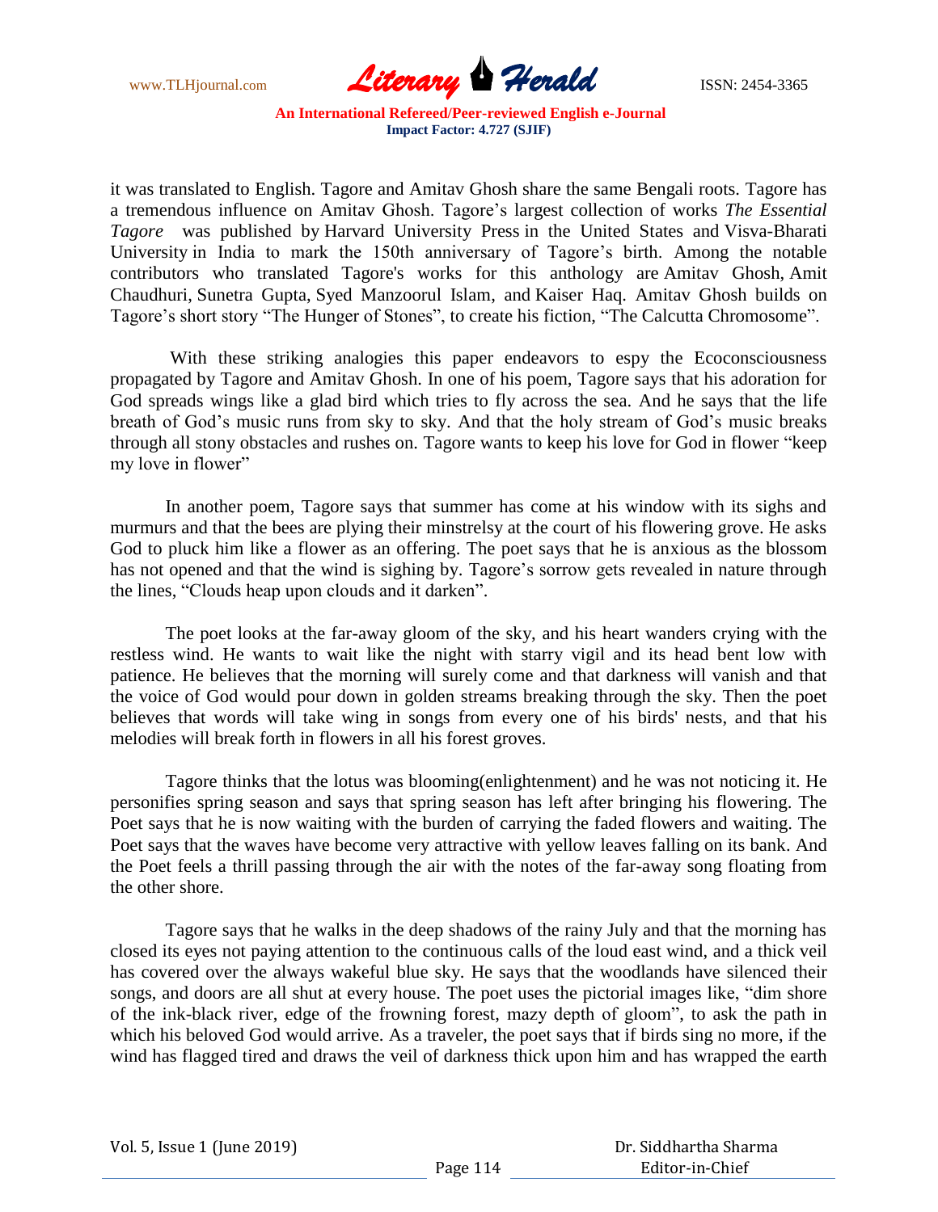it was translated to English. Tagore and Amitav Ghosh share the same Bengali roots. Tagore has a tremendous influence on Amitav Ghosh. Tagore's largest collection of works *The Essential Tagore* was published by Harvard University Press in the United States and Visva-Bharati University in India to mark the 150th anniversary of Tagore's birth. Among the notable contributors who translated Tagore's works for this anthology are Amitav Ghosh, Amit Chaudhuri, Sunetra Gupta, Syed Manzoorul Islam, and Kaiser Haq. Amitav Ghosh builds on Tagore's short story "The Hunger of Stones", to create his fiction, "The Calcutta Chromosome".

With these striking analogies this paper endeavors to espy the Ecoconsciousness propagated by Tagore and Amitav Ghosh. In one of his poem, Tagore says that his adoration for God spreads wings like a glad bird which tries to fly across the sea. And he says that the life breath of God's music runs from sky to sky. And that the holy stream of God's music breaks through all stony obstacles and rushes on. Tagore wants to keep his love for God in flower "keep my love in flower"

In another poem, Tagore says that summer has come at his window with its sighs and murmurs and that the bees are plying their minstrelsy at the court of his flowering grove. He asks God to pluck him like a flower as an offering. The poet says that he is anxious as the blossom has not opened and that the wind is sighing by. Tagore's sorrow gets revealed in nature through the lines, "Clouds heap upon clouds and it darken".

The poet looks at the far-away gloom of the sky, and his heart wanders crying with the restless wind. He wants to wait like the night with starry vigil and its head bent low with patience. He believes that the morning will surely come and that darkness will vanish and that the voice of God would pour down in golden streams breaking through the sky. Then the poet believes that words will take wing in songs from every one of his birds' nests, and that his melodies will break forth in flowers in all his forest groves.

Tagore thinks that the lotus was blooming(enlightenment) and he was not noticing it. He personifies spring season and says that spring season has left after bringing his flowering. The Poet says that he is now waiting with the burden of carrying the faded flowers and waiting. The Poet says that the waves have become very attractive with yellow leaves falling on its bank. And the Poet feels a thrill passing through the air with the notes of the far-away song floating from the other shore.

Tagore says that he walks in the deep shadows of the rainy July and that the morning has closed its eyes not paying attention to the continuous calls of the loud east wind, and a thick veil has covered over the always wakeful blue sky. He says that the woodlands have silenced their songs, and doors are all shut at every house. The poet uses the pictorial images like, "dim shore of the ink-black river, edge of the frowning forest, mazy depth of gloom", to ask the path in which his beloved God would arrive. As a traveler, the poet says that if birds sing no more, if the wind has flagged tired and draws the veil of darkness thick upon him and has wrapped the earth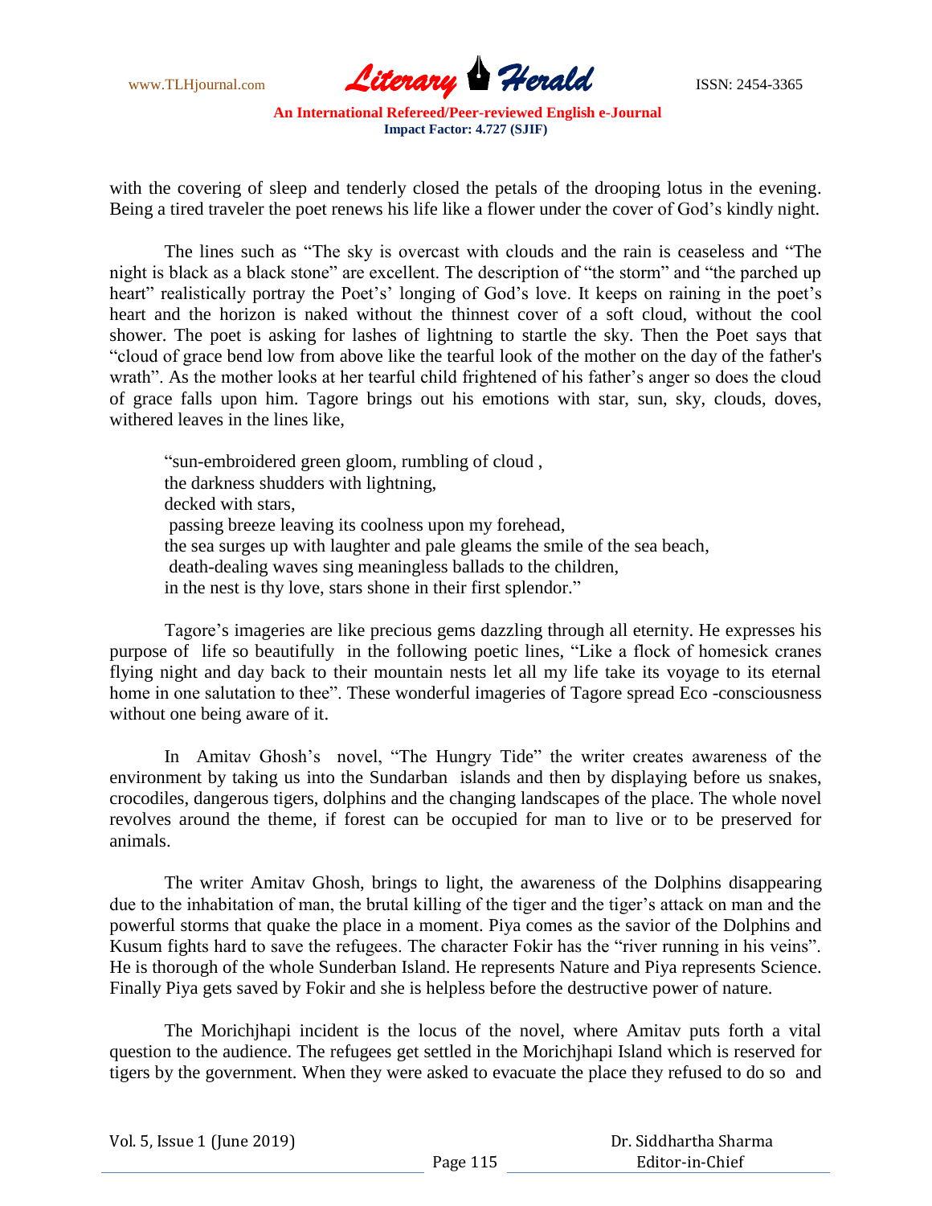with the covering of sleep and tenderly closed the petals of the drooping lotus in the evening. Being a tired traveler the poet renews his life like a flower under the cover of God's kindly night.

The lines such as "The sky is overcast with clouds and the rain is ceaseless and "The night is black as a black stone" are excellent. The description of "the storm" and "the parched up heart" realistically portray the Poet's' longing of God's love. It keeps on raining in the poet's heart and the horizon is naked without the thinnest cover of a soft cloud, without the cool shower. The poet is asking for lashes of lightning to startle the sky. Then the Poet says that "cloud of grace bend low from above like the tearful look of the mother on the day of the father's wrath". As the mother looks at her tearful child frightened of his father's anger so does the cloud of grace falls upon him. Tagore brings out his emotions with star, sun, sky, clouds, doves, withered leaves in the lines like,

> "sun-embroidered green gloom, rumbling of cloud ,
> the darkness shudders with lightning,
> decked with stars,
> passing breeze leaving its coolness upon my forehead,
> the sea surges up with laughter and pale gleams the smile of the sea beach,
> death-dealing waves sing meaningless ballads to the children,
> in the nest is thy love, stars shone in their first splendor."

Tagore's imageries are like precious gems dazzling through all eternity. He expresses his purpose of life so beautifully in the following poetic lines, "Like a flock of homesick cranes flying night and day back to their mountain nests let all my life take its voyage to its eternal home in one salutation to thee". These wonderful imageries of Tagore spread Eco -consciousness without one being aware of it.

In Amitav Ghosh's novel, "The Hungry Tide" the writer creates awareness of the environment by taking us into the Sundarban islands and then by displaying before us snakes, crocodiles, dangerous tigers, dolphins and the changing landscapes of the place. The whole novel revolves around the theme, if forest can be occupied for man to live or to be preserved for animals.

The writer Amitav Ghosh, brings to light, the awareness of the Dolphins disappearing due to the inhabitation of man, the brutal killing of the tiger and the tiger's attack on man and the powerful storms that quake the place in a moment. Piya comes as the savior of the Dolphins and Kusum fights hard to save the refugees. The character Fokir has the "river running in his veins". He is thorough of the whole Sunderban Island. He represents Nature and Piya represents Science. Finally Piya gets saved by Fokir and she is helpless before the destructive power of nature.

The Morichjhapi incident is the locus of the novel, where Amitav puts forth a vital question to the audience. The refugees get settled in the Morichjhapi Island which is reserved for tigers by the government. When they were asked to evacuate the place they refused to do so and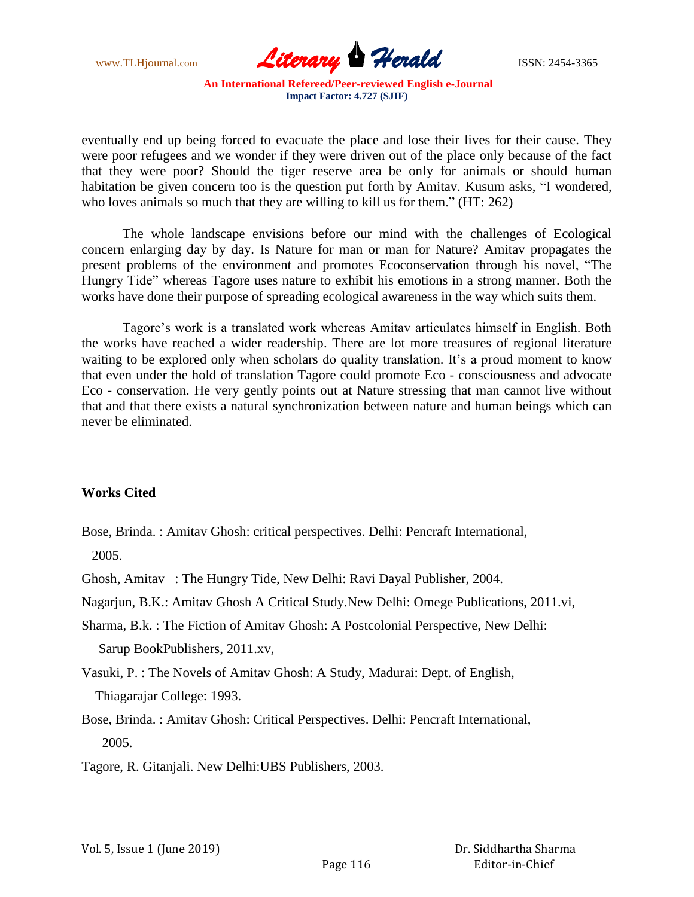eventually end up being forced to evacuate the place and lose their lives for their cause. They were poor refugees and we wonder if they were driven out of the place only because of the fact that they were poor? Should the tiger reserve area be only for animals or should human habitation be given concern too is the question put forth by Amitav. Kusum asks, "I wondered, who loves animals so much that they are willing to kill us for them." (HT: 262)

The whole landscape envisions before our mind with the challenges of Ecological concern enlarging day by day. Is Nature for man or man for Nature? Amitav propagates the present problems of the environment and promotes Ecoconservation through his novel, "The Hungry Tide" whereas Tagore uses nature to exhibit his emotions in a strong manner. Both the works have done their purpose of spreading ecological awareness in the way which suits them.

Tagore's work is a translated work whereas Amitav articulates himself in English. Both the works have reached a wider readership. There are lot more treasures of regional literature waiting to be explored only when scholars do quality translation. It's a proud moment to know that even under the hold of translation Tagore could promote Eco - consciousness and advocate Eco - conservation. He very gently points out at Nature stressing that man cannot live without that and that there exists a natural synchronization between nature and human beings which can never be eliminated.

## Works Cited

Bose, Brinda. : Amitav Ghosh: critical perspectives. Delhi: Pencraft International, 2005.

Ghosh, Amitav : The Hungry Tide, New Delhi: Ravi Dayal Publisher, 2004.

Nagarjun, B.K.: Amitav Ghosh A Critical Study.New Delhi: Omege Publications, 2011.vi,

Sharma, B.k. : The Fiction of Amitav Ghosh: A Postcolonial Perspective, New Delhi: Sarup BookPublishers, 2011.xv,

Vasuki, P. : The Novels of Amitav Ghosh: A Study, Madurai: Dept. of English, Thiagarajar College: 1993.

Bose, Brinda. : Amitav Ghosh: Critical Perspectives. Delhi: Pencraft International, 2005.

Tagore, R. Gitanjali. New Delhi:UBS Publishers, 2003.